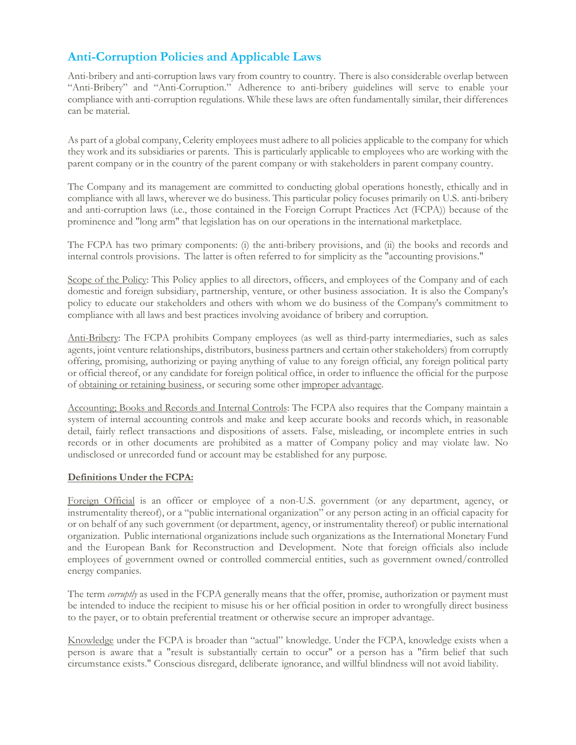## Anti-Corruption Policies and Applicable Laws

Anti-bribery and anti-corruption laws vary from country to country. There is also considerable overlap between "Anti-Bribery" and "Anti-Corruption." Adherence to anti-bribery guidelines will serve to enable your compliance with anti-corruption regulations. While these laws are often fundamentally similar, their differences can be material.

As part of a global company, Celerity employees must adhere to all policies applicable to the company for which they work and its subsidiaries or parents. This is particularly applicable to employees who are working with the parent company or in the country of the parent company or with stakeholders in parent company country.

The Company and its management are committed to conducting global operations honestly, ethically and in compliance with all laws, wherever we do business. This particular policy focuses primarily on U.S. anti-bribery and anti-corruption laws (i.e., those contained in the Foreign Corrupt Practices Act (FCPA)) because of the prominence and "long arm" that legislation has on our operations in the international marketplace.

The FCPA has two primary components: (i) the anti-bribery provisions, and (ii) the books and records and internal controls provisions. The latter is often referred to for simplicity as the "accounting provisions."

Scope of the Policy: This Policy applies to all directors, officers, and employees of the Company and of each domestic and foreign subsidiary, partnership, venture, or other business association. It is also the Company's policy to educate our stakeholders and others with whom we do business of the Company's commitment to compliance with all laws and best practices involving avoidance of bribery and corruption.

Anti-Bribery: The FCPA prohibits Company employees (as well as third-party intermediaries, such as sales agents, joint venture relationships, distributors, business partners and certain other stakeholders) from corruptly offering, promising, authorizing or paying anything of value to any foreign official, any foreign political party or official thereof, or any candidate for foreign political office, in order to influence the official for the purpose of obtaining or retaining business, or securing some other improper advantage.

Accounting; Books and Records and Internal Controls: The FCPA also requires that the Company maintain a system of internal accounting controls and make and keep accurate books and records which, in reasonable detail, fairly reflect transactions and dispositions of assets. False, misleading, or incomplete entries in such records or in other documents are prohibited as a matter of Company policy and may violate law. No undisclosed or unrecorded fund or account may be established for any purpose.

**Definitions Under the FCPA:**

Foreign Official is an officer or employee of a non-U.S. government (or any department, agency, or instrumentality thereof), or a "public international organization" or any person acting in an official capacity for or on behalf of any such government (or department, agency, or instrumentality thereof) or public international organization. Public international organizations include such organizations as the International Monetary Fund and the European Bank for Reconstruction and Development. Note that foreign officials also include employees of government owned or controlled commercial entities, such as government owned/controlled energy companies.

The term *corruptly* as used in the FCPA generally means that the offer, promise, authorization or payment must be intended to induce the recipient to misuse his or her official position in order to wrongfully direct business to the payer, or to obtain preferential treatment or otherwise secure an improper advantage.

Knowledge under the FCPA is broader than "actual" knowledge. Under the FCPA, knowledge exists when a person is aware that a "result is substantially certain to occur" or a person has a "firm belief that such circumstance exists." Conscious disregard, deliberate ignorance, and willful blindness will not avoid liability.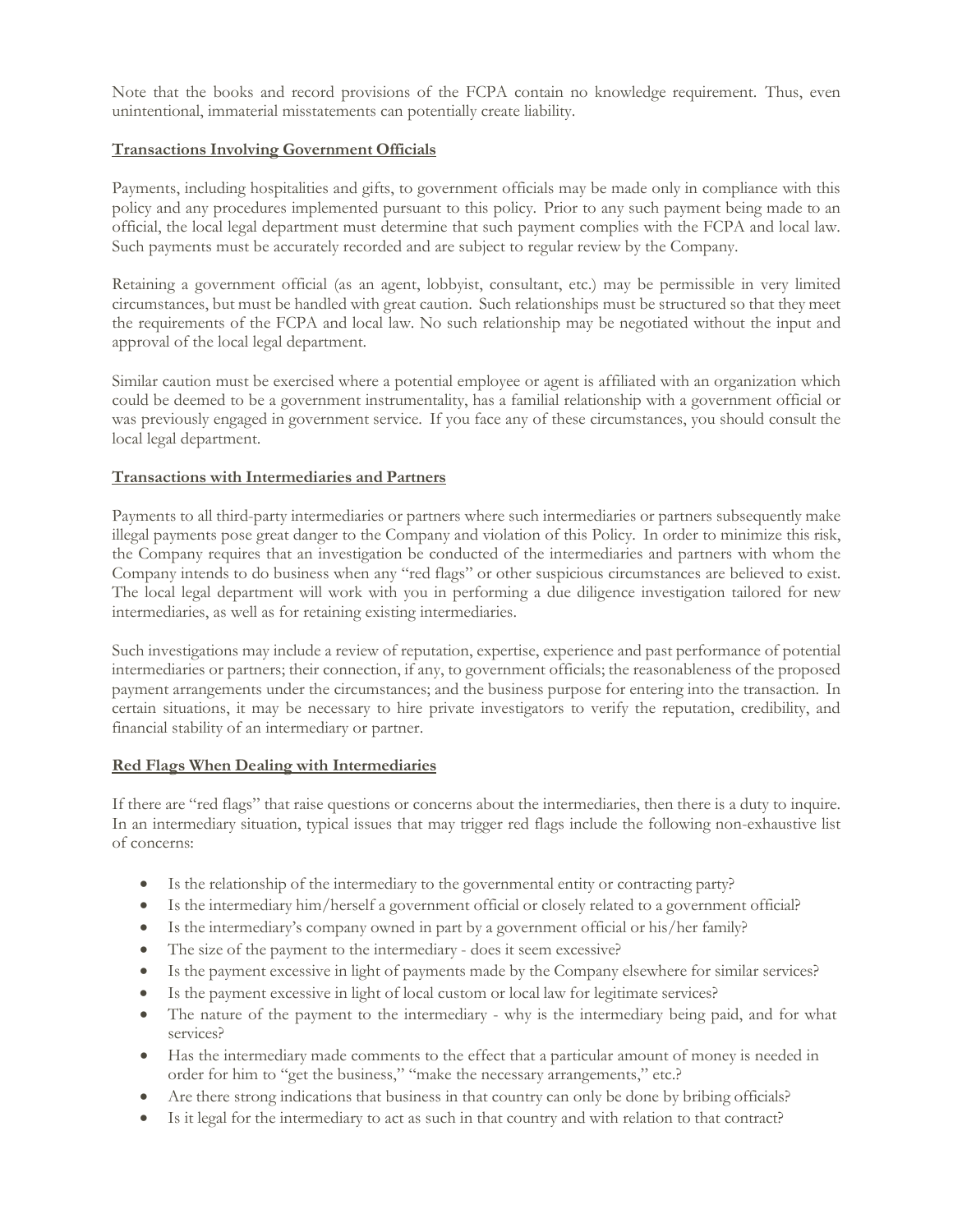Note that the books and record provisions of the FCPA contain no knowledge requirement. Thus, even unintentional, immaterial misstatements can potentially create liability.

**Transactions Involving Government Officials**

Payments, including hospitalities and gifts, to government officials may be made only in compliance with this policy and any procedures implemented pursuant to this policy. Prior to any such payment being made to an official, the local legal department must determine that such payment complies with the FCPA and local law. Such payments must be accurately recorded and are subject to regular review by the Company.

Retaining a government official (as an agent, lobbyist, consultant, etc.) may be permissible in very limited circumstances, but must be handled with great caution. Such relationships must be structured so that they meet the requirements of the FCPA and local law. No such relationship may be negotiated without the input and approval of the local legal department.

Similar caution must be exercised where a potential employee or agent is affiliated with an organization which could be deemed to be a government instrumentality, has a familial relationship with a government official or was previously engaged in government service. If you face any of these circumstances, you should consult the local legal department.

**Transactions with Intermediaries and Partners**

Payments to all third-party intermediaries or partners where such intermediaries or partners subsequently make illegal payments pose great danger to the Company and violation of this Policy. In order to minimize this risk, the Company requires that an investigation be conducted of the intermediaries and partners with whom the Company intends to do business when any "red flags" or other suspicious circumstances are believed to exist. The local legal department will work with you in performing a due diligence investigation tailored for new intermediaries, as well as for retaining existing intermediaries.

Such investigations may include a review of reputation, expertise, experience and past performance of potential intermediaries or partners; their connection, if any, to government officials; the reasonableness of the proposed payment arrangements under the circumstances; and the business purpose for entering into the transaction. In certain situations, it may be necessary to hire private investigators to verify the reputation, credibility, and financial stability of an intermediary or partner.

**Red Flags When Dealing with Intermediaries**

If there are "red flags" that raise questions or concerns about the intermediaries, then there is a duty to inquire. In an intermediary situation, typical issues that may trigger red flags include the following non-exhaustive list of concerns:

- Is the relationship of the intermediary to the governmental entity or contracting party?
- Is the intermediary him/herself a government official or closely related to a government official?
- Is the intermediary's company owned in part by a government official or his/her family?
- The size of the payment to the intermediary - does it seem excessive?
- Is the payment excessive in light of payments made by the Company elsewhere for similar services?
- Is the payment excessive in light of local custom or local law for legitimate services?
- The nature of the payment to the intermediary - why is the intermediary being paid, and for what services?
- Has the intermediary made comments to the effect that a particular amount of money is needed in order for him to "get the business," "make the necessary arrangements," etc.?
- Are there strong indications that business in that country can only be done by bribing officials?
- Is it legal for the intermediary to act as such in that country and with relation to that contract?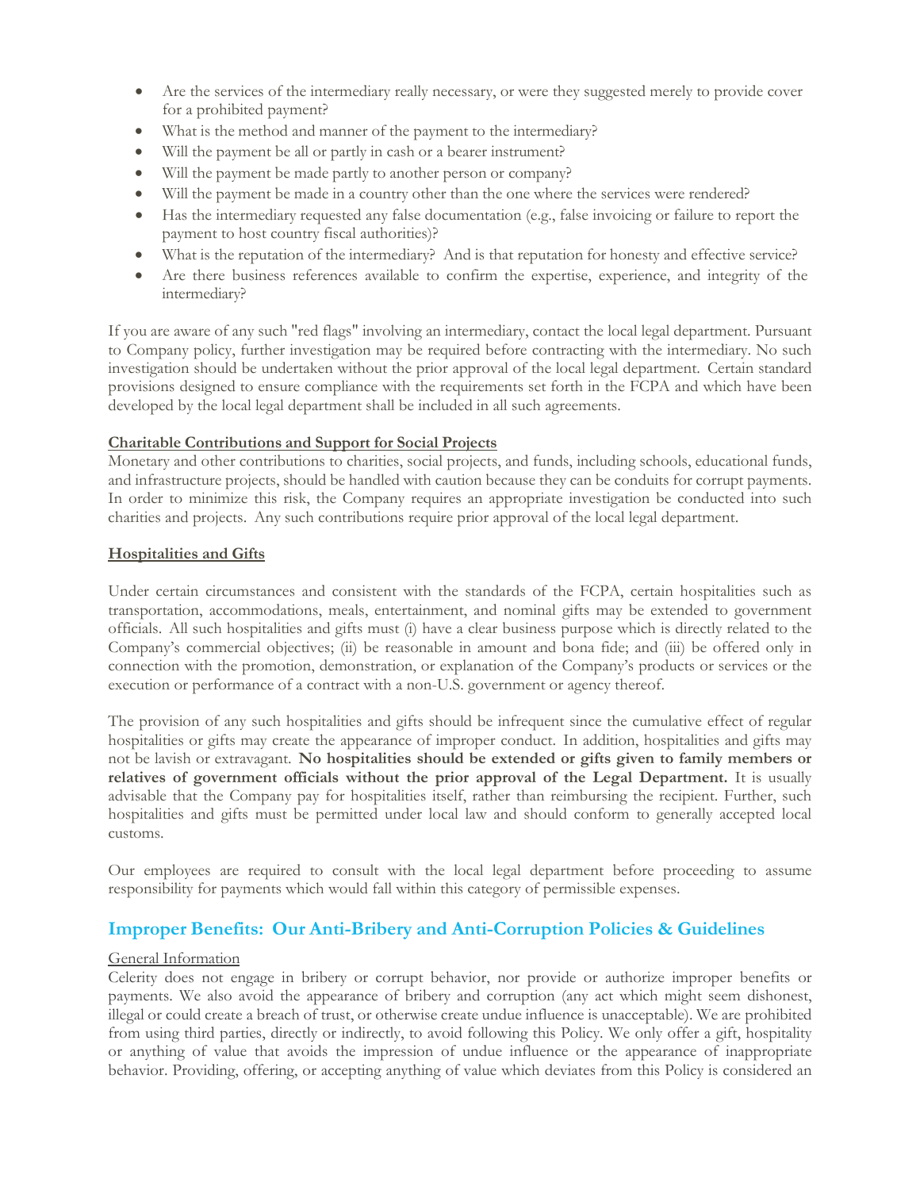- Are the services of the intermediary really necessary, or were they suggested merely to provide cover for a prohibited payment?
- What is the method and manner of the payment to the intermediary?
- Will the payment be all or partly in cash or a bearer instrument?
- Will the payment be made partly to another person or company?
- Will the payment be made in a country other than the one where the services were rendered?
- Has the intermediary requested any false documentation (e.g., false invoicing or failure to report the payment to host country fiscal authorities)?
- What is the reputation of the intermediary? And is that reputation for honesty and effective service?
- Are there business references available to confirm the expertise, experience, and integrity of the intermediary?

If you are aware of any such "red flags" involving an intermediary, contact the local legal department. Pursuant to Company policy, further investigation may be required before contracting with the intermediary. No such investigation should be undertaken without the prior approval of the local legal department. Certain standard provisions designed to ensure compliance with the requirements set forth in the FCPA and which have been developed by the local legal department shall be included in all such agreements.

**Charitable Contributions and Support for Social Projects**

Monetary and other contributions to charities, social projects, and funds, including schools, educational funds, and infrastructure projects, should be handled with caution because they can be conduits for corrupt payments. In order to minimize this risk, the Company requires an appropriate investigation be conducted into such charities and projects. Any such contributions require prior approval of the local legal department.

**Hospitalities and Gifts**

Under certain circumstances and consistent with the standards of the FCPA, certain hospitalities such as transportation, accommodations, meals, entertainment, and nominal gifts may be extended to government officials. All such hospitalities and gifts must (i) have a clear business purpose which is directly related to the Company's commercial objectives; (ii) be reasonable in amount and bona fide; and (iii) be offered only in connection with the promotion, demonstration, or explanation of the Company's products or services or the execution or performance of a contract with a non-U.S. government or agency thereof.

The provision of any such hospitalities and gifts should be infrequent since the cumulative effect of regular hospitalities or gifts may create the appearance of improper conduct. In addition, hospitalities and gifts may not be lavish or extravagant. **No hospitalities should be extended or gifts given to family members or relatives of government officials without the prior approval of the Legal Department.** It is usually advisable that the Company pay for hospitalities itself, rather than reimbursing the recipient. Further, such hospitalities and gifts must be permitted under local law and should conform to generally accepted local customs.

Our employees are required to consult with the local legal department before proceeding to assume responsibility for payments which would fall within this category of permissible expenses.

## Improper Benefits: Our Anti-Bribery and Anti-Corruption Policies & Guidelines

General Information

Celerity does not engage in bribery or corrupt behavior, nor provide or authorize improper benefits or payments. We also avoid the appearance of bribery and corruption (any act which might seem dishonest, illegal or could create a breach of trust, or otherwise create undue influence is unacceptable). We are prohibited from using third parties, directly or indirectly, to avoid following this Policy. We only offer a gift, hospitality or anything of value that avoids the impression of undue influence or the appearance of inappropriate behavior. Providing, offering, or accepting anything of value which deviates from this Policy is considered an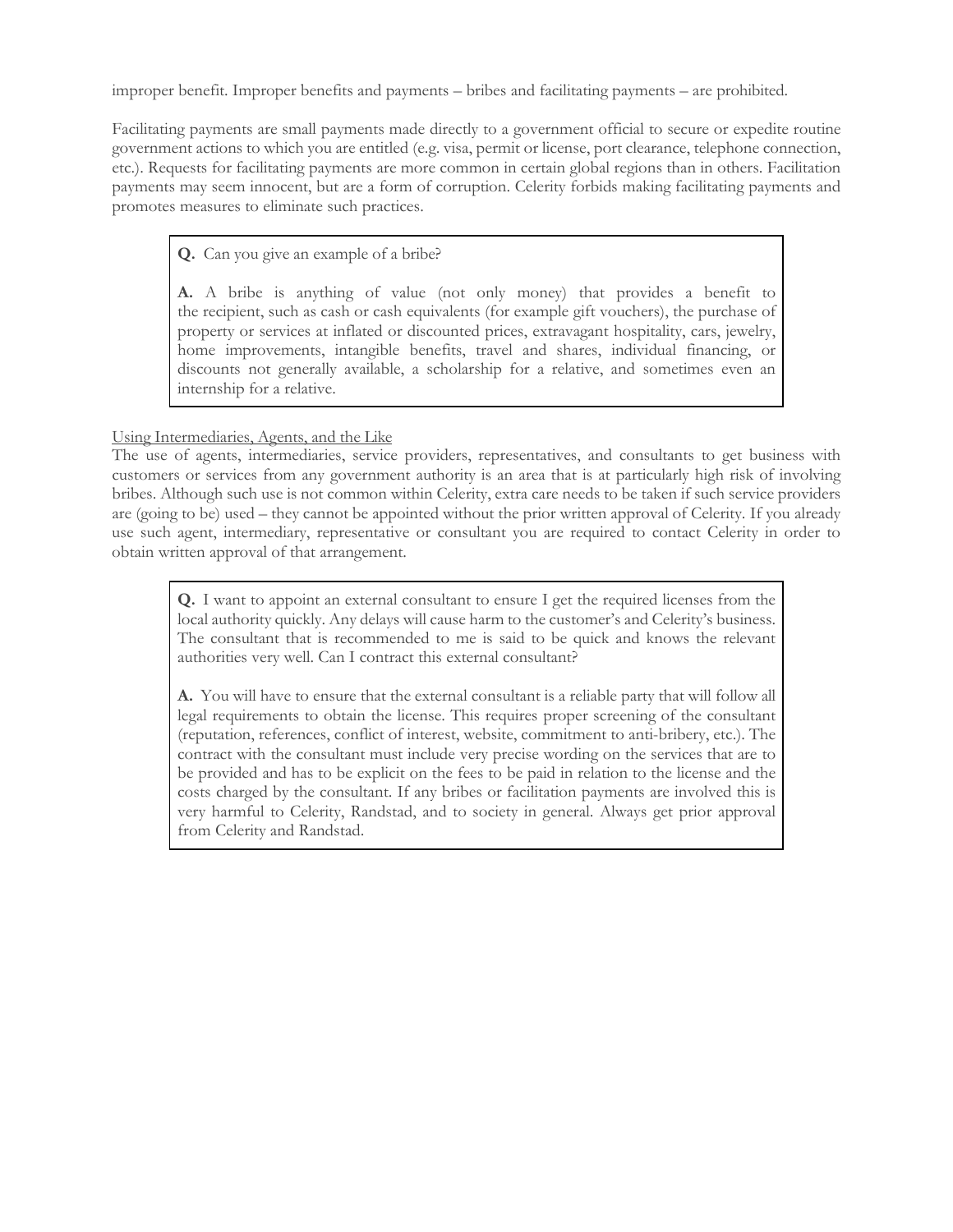improper benefit. Improper benefits and payments – bribes and facilitating payments – are prohibited.

Facilitating payments are small payments made directly to a government official to secure or expedite routine government actions to which you are entitled (e.g. visa, permit or license, port clearance, telephone connection, etc.). Requests for facilitating payments are more common in certain global regions than in others. Facilitation payments may seem innocent, but are a form of corruption. Celerity forbids making facilitating payments and promotes measures to eliminate such practices.

> **Q.** Can you give an example of a bribe?
>
> **A.** A bribe is anything of value (not only money) that provides a benefit to the recipient, such as cash or cash equivalents (for example gift vouchers), the purchase of property or services at inflated or discounted prices, extravagant hospitality, cars, jewelry, home improvements, intangible benefits, travel and shares, individual financing, or discounts not generally available, a scholarship for a relative, and sometimes even an internship for a relative.

<u>Using Intermediaries, Agents, and the Like</u>

The use of agents, intermediaries, service providers, representatives, and consultants to get business with customers or services from any government authority is an area that is at particularly high risk of involving bribes. Although such use is not common within Celerity, extra care needs to be taken if such service providers are (going to be) used – they cannot be appointed without the prior written approval of Celerity. If you already use such agent, intermediary, representative or consultant you are required to contact Celerity in order to obtain written approval of that arrangement.

> **Q.** I want to appoint an external consultant to ensure I get the required licenses from the local authority quickly. Any delays will cause harm to the customer's and Celerity's business. The consultant that is recommended to me is said to be quick and knows the relevant authorities very well. Can I contract this external consultant?
>
> **A.** You will have to ensure that the external consultant is a reliable party that will follow all legal requirements to obtain the license. This requires proper screening of the consultant (reputation, references, conflict of interest, website, commitment to anti-bribery, etc.). The contract with the consultant must include very precise wording on the services that are to be provided and has to be explicit on the fees to be paid in relation to the license and the costs charged by the consultant. If any bribes or facilitation payments are involved this is very harmful to Celerity, Randstad, and to society in general. Always get prior approval from Celerity and Randstad.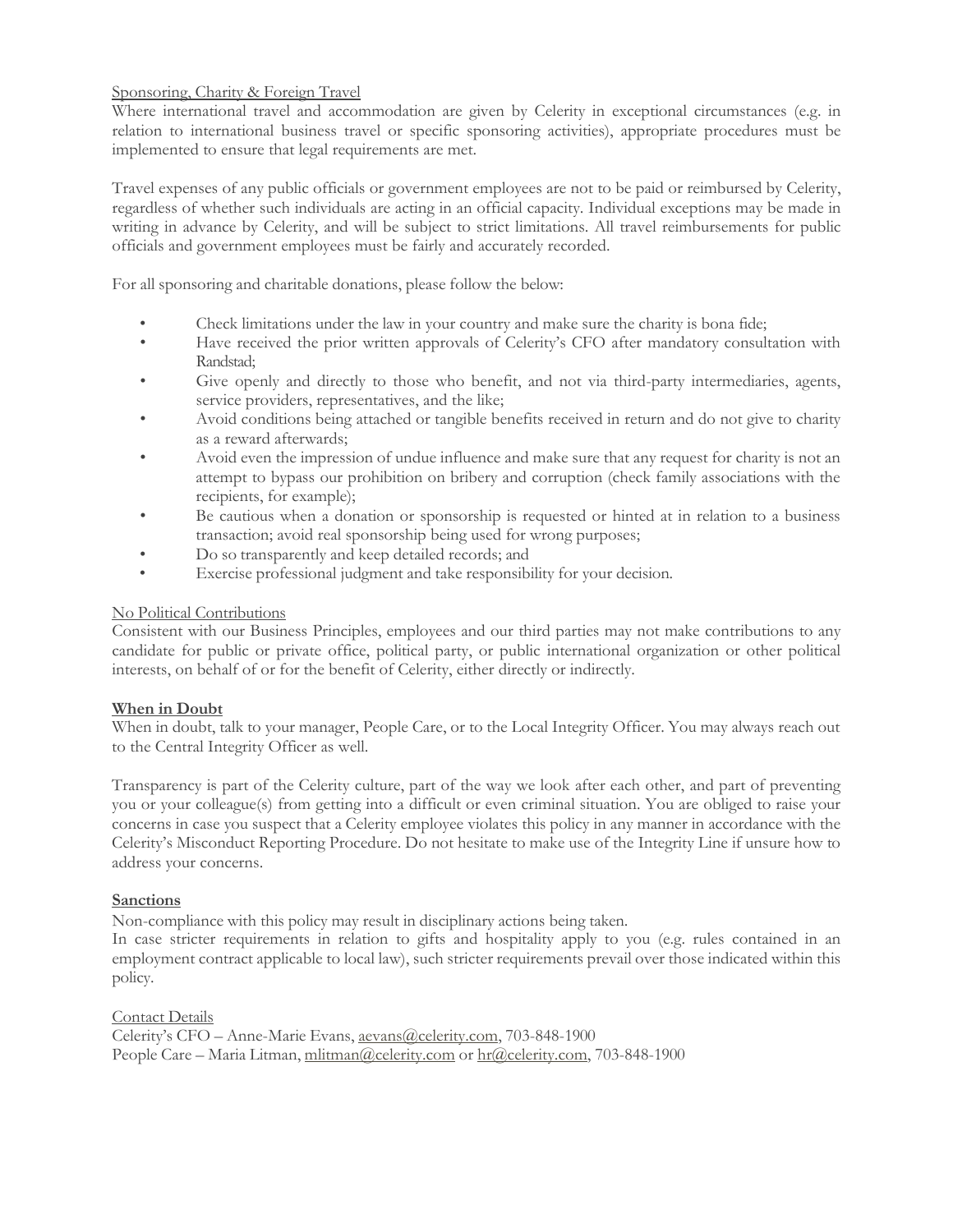Sponsoring, Charity & Foreign Travel

Where international travel and accommodation are given by Celerity in exceptional circumstances (e.g. in relation to international business travel or specific sponsoring activities), appropriate procedures must be implemented to ensure that legal requirements are met.

Travel expenses of any public officials or government employees are not to be paid or reimbursed by Celerity, regardless of whether such individuals are acting in an official capacity. Individual exceptions may be made in writing in advance by Celerity, and will be subject to strict limitations. All travel reimbursements for public officials and government employees must be fairly and accurately recorded.

For all sponsoring and charitable donations, please follow the below:

- Check limitations under the law in your country and make sure the charity is bona fide;
- Have received the prior written approvals of Celerity's CFO after mandatory consultation with Randstad;
- Give openly and directly to those who benefit, and not via third-party intermediaries, agents, service providers, representatives, and the like;
- Avoid conditions being attached or tangible benefits received in return and do not give to charity as a reward afterwards;
- Avoid even the impression of undue influence and make sure that any request for charity is not an attempt to bypass our prohibition on bribery and corruption (check family associations with the recipients, for example);
- Be cautious when a donation or sponsorship is requested or hinted at in relation to a business transaction; avoid real sponsorship being used for wrong purposes;
- Do so transparently and keep detailed records; and
- Exercise professional judgment and take responsibility for your decision.

No Political Contributions

Consistent with our Business Principles, employees and our third parties may not make contributions to any candidate for public or private office, political party, or public international organization or other political interests, on behalf of or for the benefit of Celerity, either directly or indirectly.

## When in Doubt

When in doubt, talk to your manager, People Care, or to the Local Integrity Officer. You may always reach out to the Central Integrity Officer as well.

Transparency is part of the Celerity culture, part of the way we look after each other, and part of preventing you or your colleague(s) from getting into a difficult or even criminal situation. You are obliged to raise your concerns in case you suspect that a Celerity employee violates this policy in any manner in accordance with the Celerity's Misconduct Reporting Procedure. Do not hesitate to make use of the Integrity Line if unsure how to address your concerns.

## Sanctions

Non-compliance with this policy may result in disciplinary actions being taken.

In case stricter requirements in relation to gifts and hospitality apply to you (e.g. rules contained in an employment contract applicable to local law), such stricter requirements prevail over those indicated within this policy.

Contact Details

Celerity's CFO – Anne-Marie Evans, aevans@celerity.com, 703-848-1900

People Care – Maria Litman, mlitman@celerity.com or hr@celerity.com, 703-848-1900